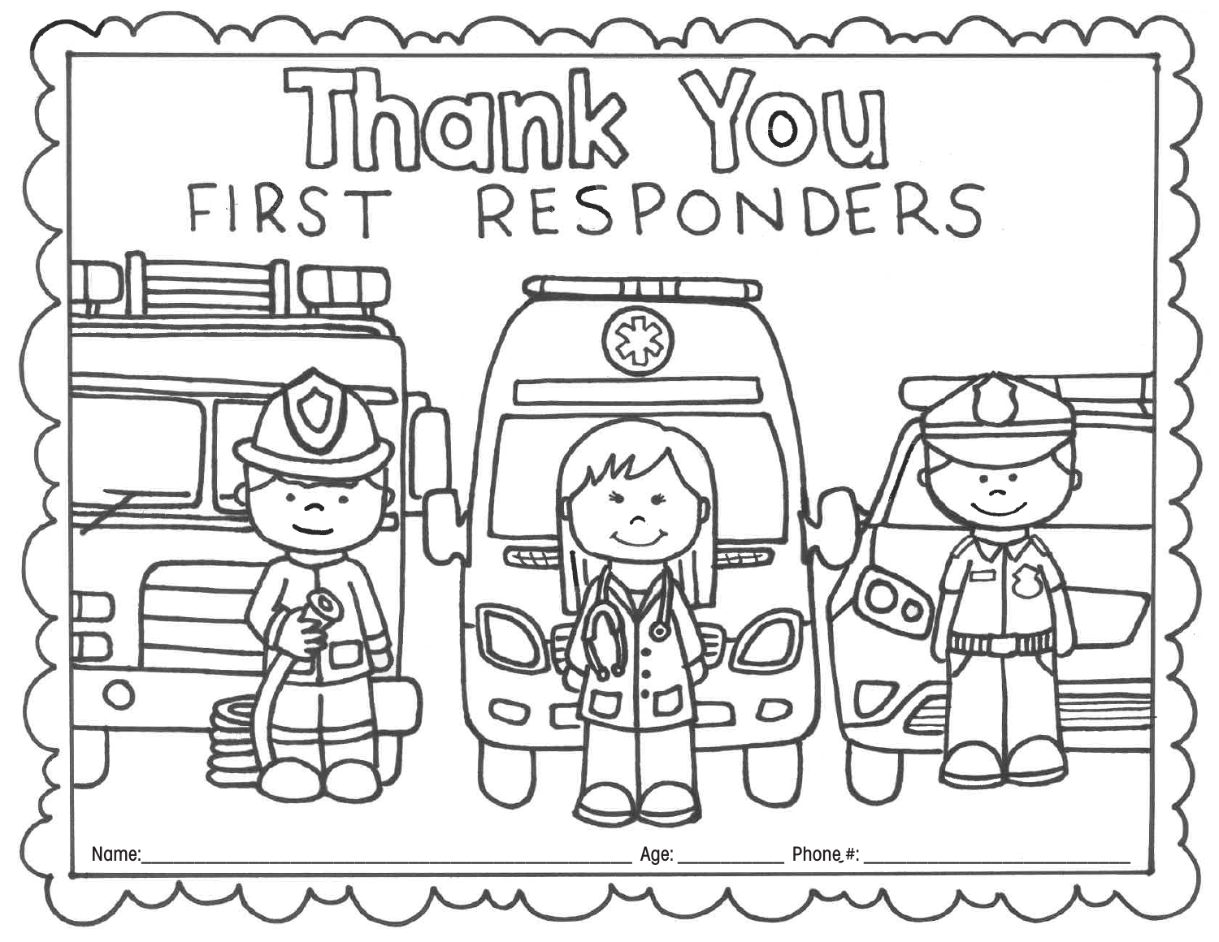# Thank You

## FIRST RESPONDERS

Name:______________________________ Age: __________ Phone #: ______________________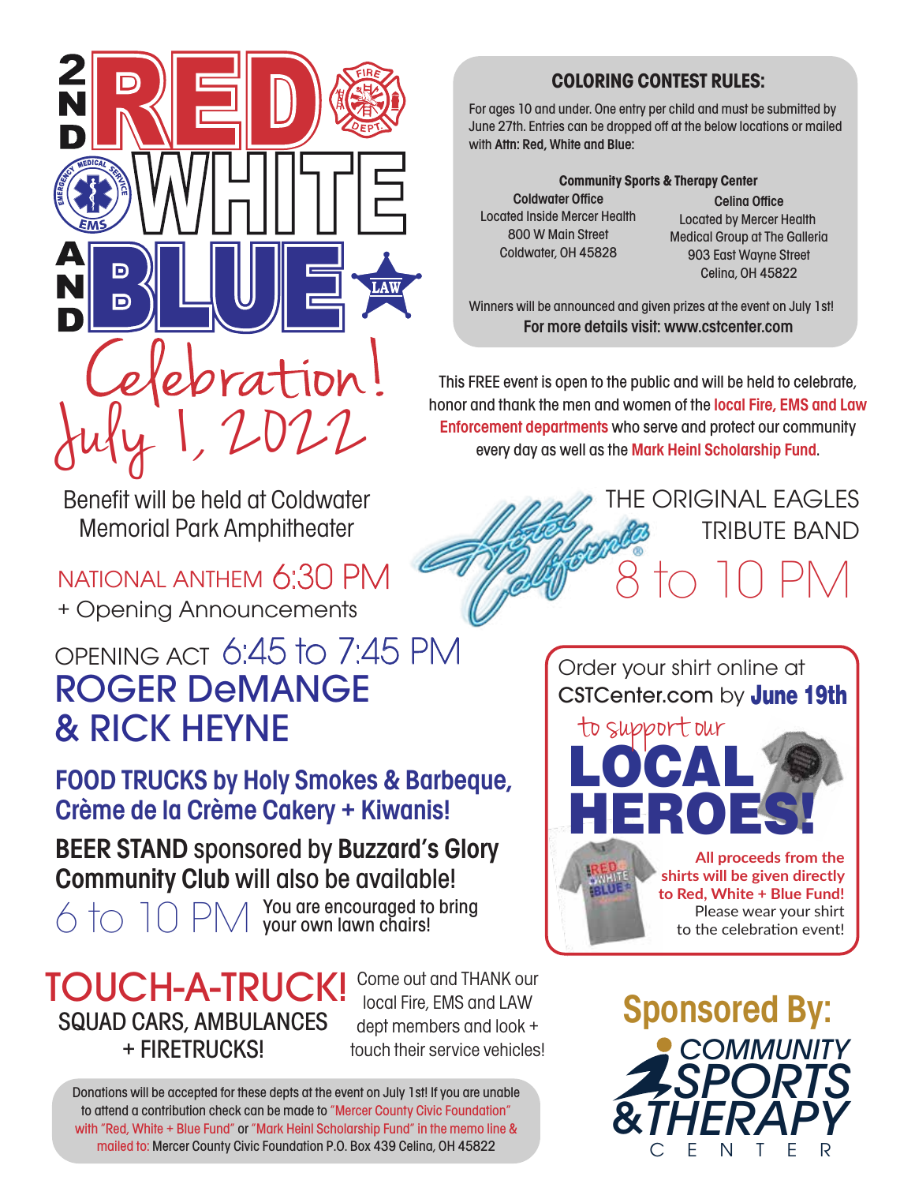# 2ND RED WHITE AND BLUE Celebration!

## July 1, 2022

Benefit will be held at Coldwater Memorial Park Amphitheater

NATIONAL ANTHEM 6:30 PM
+ Opening Announcements

OPENING ACT 6:45 to 7:45 PM
**ROGER DeMANGE & RICK HEYNE**

**FOOD TRUCKS by Holy Smokes & Barbeque, Crème de la Crème Cakery + Kiwanis!**

**BEER STAND** sponsored by **Buzzard's Glory Community Club** will also be available!
6 to 10 PM You are encouraged to bring your own lawn chairs!

## TOUCH-A-TRUCK!

SQUAD CARS, AMBULANCES + FIRETRUCKS!

Come out and THANK our local Fire, EMS and LAW dept members and look + touch their service vehicles!

Donations will be accepted for these depts at the event on July 1st! If you are unable to attend a contribution check can be made to "Mercer County Civic Foundation" with "Red, White + Blue Fund" or "Mark Heinl Scholarship Fund" in the memo line & mailed to: Mercer County Civic Foundation P.O. Box 439 Celina, OH 45822

### COLORING CONTEST RULES:

For ages 10 and under. One entry per child and must be submitted by June 27th. Entries can be dropped off at the below locations or mailed with **Attn: Red, White and Blue:**

**Community Sports & Therapy Center**

**Coldwater Office**
Located Inside Mercer Health
800 W Main Street
Coldwater, OH 45828

**Celina Office**
Located by Mercer Health Medical Group at The Galleria
903 East Wayne Street
Celina, OH 45822

Winners will be announced and given prizes at the event on July 1st!
**For more details visit: www.cstcenter.com**

This FREE event is open to the public and will be held to celebrate, honor and thank the men and women of the **local Fire, EMS and Law Enforcement departments** who serve and protect our community every day as well as the **Mark Heinl Scholarship Fund**.

Hotel California
THE ORIGINAL EAGLES TRIBUTE BAND
8 to 10 PM

Order your shirt online at CSTCenter.com by **June 19th**
to support our
**LOCAL HEROES!**

**All proceeds from the shirts will be given directly to Red, White + Blue Fund!**
Please wear your shirt to the celebration event!

**Sponsored By:**
COMMUNITY SPORTS & THERAPY CENTER